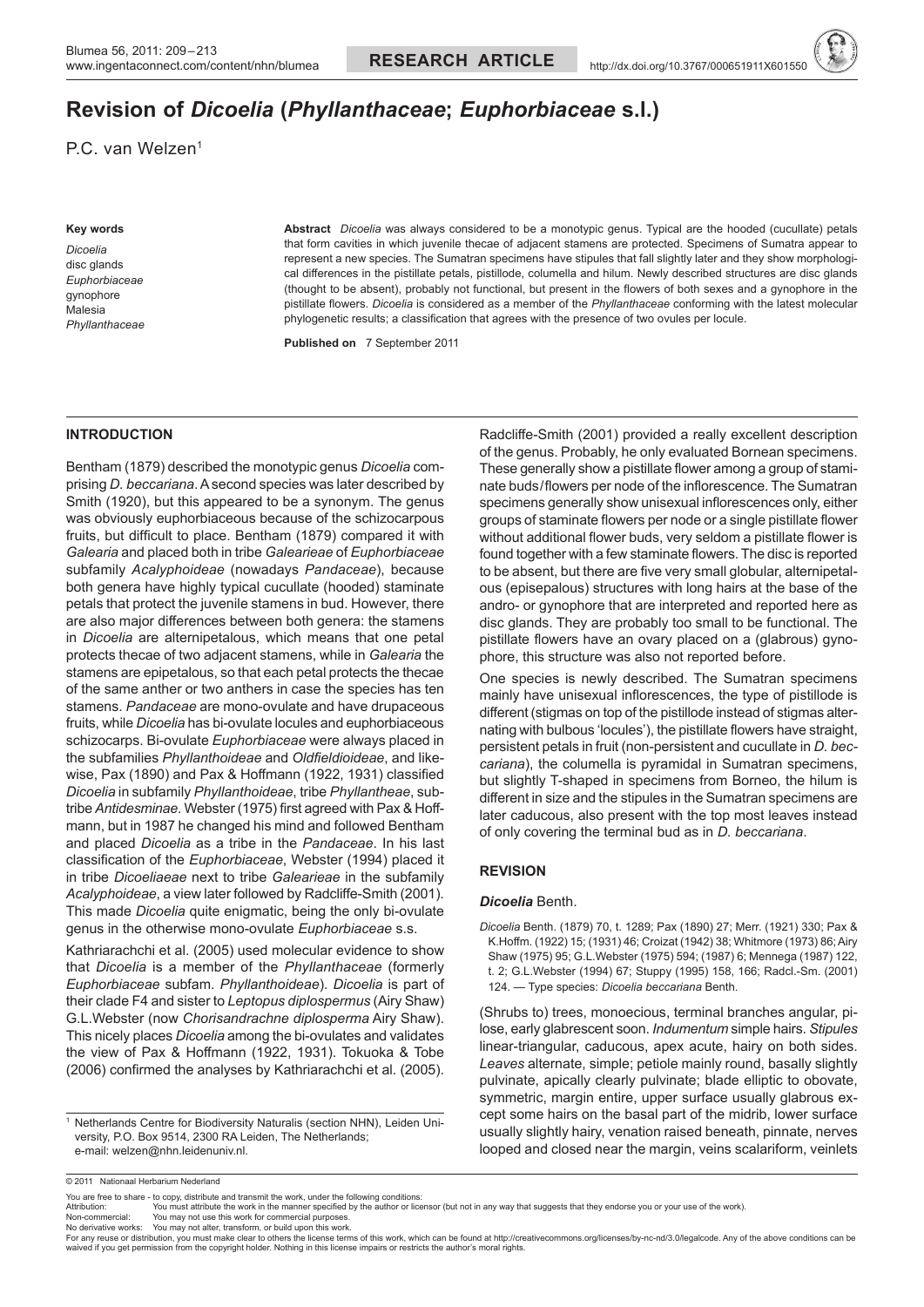# Revision of *Dicoelia* (*Phyllanthaceae*; *Euphorbiaceae* s.l.)

P.C. van Welzen[1]

**Key words**

*Dicoelia*
disc glands
*Euphorbiaceae*
gynophore
Malesia
*Phyllanthaceae*

**Abstract** *Dicoelia* was always considered to be a monotypic genus. Typical are the hooded (cucullate) petals that form cavities in which juvenile thecae of adjacent stamens are protected. Specimens of Sumatra appear to represent a new species. The Sumatran specimens have stipules that fall slightly later and they show morphological differences in the pistillate petals, pistillode, columella and hilum. Newly described structures are disc glands (thought to be absent), probably not functional, but present in the flowers of both sexes and a gynophore in the pistillate flowers. *Dicoelia* is considered as a member of the *Phyllanthaceae* conforming with the latest molecular phylogenetic results; a classification that agrees with the presence of two ovules per locule.

**Published on** 7 September 2011

## INTRODUCTION

Bentham (1879) described the monotypic genus *Dicoelia* comprising *D. beccariana*. A second species was later described by Smith (1920), but this appeared to be a synonym. The genus was obviously euphorbiaceous because of the schizocarpous fruits, but difficult to place. Bentham (1879) compared it with *Galearia* and placed both in tribe *Galearieae* of *Euphorbiaceae* subfamily *Acalyphoideae* (nowadays *Pandaceae*), because both genera have highly typical cucullate (hooded) staminate petals that protect the juvenile stamens in bud. However, there are also major differences between both genera: the stamens in *Dicoelia* are alternipetalous, which means that one petal protects thecae of two adjacent stamens, while in *Galearia* the stamens are epipetalous, so that each petal protects the thecae of the same anther or two anthers in case the species has ten stamens. *Pandaceae* are mono-ovulate and have drupaceous fruits, while *Dicoelia* has bi-ovulate locules and euphorbiaceous schizocarps. Bi-ovulate *Euphorbiaceae* were always placed in the subfamilies *Phyllanthoideae* and *Oldfieldioideae*, and likewise, Pax (1890) and Pax & Hoffmann (1922, 1931) classified *Dicoelia* in subfamily *Phyllanthoideae*, tribe *Phyllantheae*, subtribe *Antidesminae*. Webster (1975) first agreed with Pax & Hoffmann, but in 1987 he changed his mind and followed Bentham and placed *Dicoelia* as a tribe in the *Pandaceae*. In his last classification of the *Euphorbiaceae*, Webster (1994) placed it in tribe *Dicoeliaeae* next to tribe *Galearieae* in the subfamily *Acalyphoideae*, a view later followed by Radcliffe-Smith (2001). This made *Dicoelia* quite enigmatic, being the only bi-ovulate genus in the otherwise mono-ovulate *Euphorbiaceae* s.s.

Kathriarachchi et al. (2005) used molecular evidence to show that *Dicoelia* is a member of the *Phyllanthaceae* (formerly *Euphorbiaceae* subfam. *Phyllanthoideae*). *Dicoelia* is part of their clade F4 and sister to *Leptopus diplospermus* (Airy Shaw) G.L.Webster (now *Chorisandrachne diplosperma* Airy Shaw). This nicely places *Dicoelia* among the bi-ovulates and validates the view of Pax & Hoffmann (1922, 1931). Tokuoka & Tobe (2006) confirmed the analyses by Kathriarachchi et al. (2005).

Radcliffe-Smith (2001) provided a really excellent description of the genus. Probably, he only evaluated Bornean specimens. These generally show a pistillate flower among a group of staminate buds/flowers per node of the inflorescence. The Sumatran specimens generally show unisexual inflorescences only, either groups of staminate flowers per node or a single pistillate flower without additional flower buds, very seldom a pistillate flower is found together with a few staminate flowers. The disc is reported to be absent, but there are five very small globular, alternipetalous (episepalous) structures with long hairs at the base of the andro- or gynophore that are interpreted and reported here as disc glands. They are probably too small to be functional. The pistillate flowers have an ovary placed on a (glabrous) gynophore, this structure was also not reported before.

One species is newly described. The Sumatran specimens mainly have unisexual inflorescences, the type of pistillode is different (stigmas on top of the pistillode instead of stigmas alternating with bulbous 'locules'), the pistillate flowers have straight, persistent petals in fruit (non-persistent and cucullate in *D. beccariana*), the columella is pyramidal in Sumatran specimens, but slightly T-shaped in specimens from Borneo, the hilum is different in size and the stipules in the Sumatran specimens are later caducous, also present with the top most leaves instead of only covering the terminal bud as in *D. beccariana*.

## REVISION

### *Dicoelia* Benth.

*Dicoelia* Benth. (1879) 70, t. 1289; Pax (1890) 27; Merr. (1921) 330; Pax & K.Hoffm. (1922) 15; (1931) 46; Croizat (1942) 38; Whitmore (1973) 86; Airy Shaw (1975) 95; G.L.Webster (1975) 594; (1987) 6; Mennega (1987) 122, t. 2; G.L.Webster (1994) 67; Stuppy (1995) 158, 166; Radcl.-Sm. (2001) 124. — Type species: *Dicoelia beccariana* Benth.

(Shrubs to) trees, monoecious, terminal branches angular, pilose, early glabrescent soon. *Indumentum* simple hairs. *Stipules* linear-triangular, caducous, apex acute, hairy on both sides. *Leaves* alternate, simple; petiole mainly round, basally slightly pulvinate, apically clearly pulvinate; blade elliptic to obovate, symmetric, margin entire, upper surface usually glabrous except some hairs on the basal part of the midrib, lower surface usually slightly hairy, venation raised beneath, pinnate, nerves looped and closed near the margin, veins scalariform, veinlets

[1] Netherlands Centre for Biodiversity Naturalis (section NHN), Leiden University, P.O. Box 9514, 2300 RA Leiden, The Netherlands; e-mail: welzen@nhn.leidenuniv.nl.

© 2011 Nationaal Herbarium Nederland

You are free to share - to copy, distribute and transmit the work, under the following conditions:
Attribution: You must attribute the work in the manner specified by the author or licensor (but not in any way that suggests that they endorse you or your use of the work).
Non-commercial: You may not use this work for commercial purposes.
No derivative works: You may not alter, transform, or build upon this work.
For any reuse or distribution, you must make clear to others the license terms of this work, which can be found at http://creativecommons.org/licenses/by-nc-nd/3.0/legalcode. Any of the above conditions can be waived if you get permission from the copyright holder. Nothing in this license impairs or restricts the author's moral rights.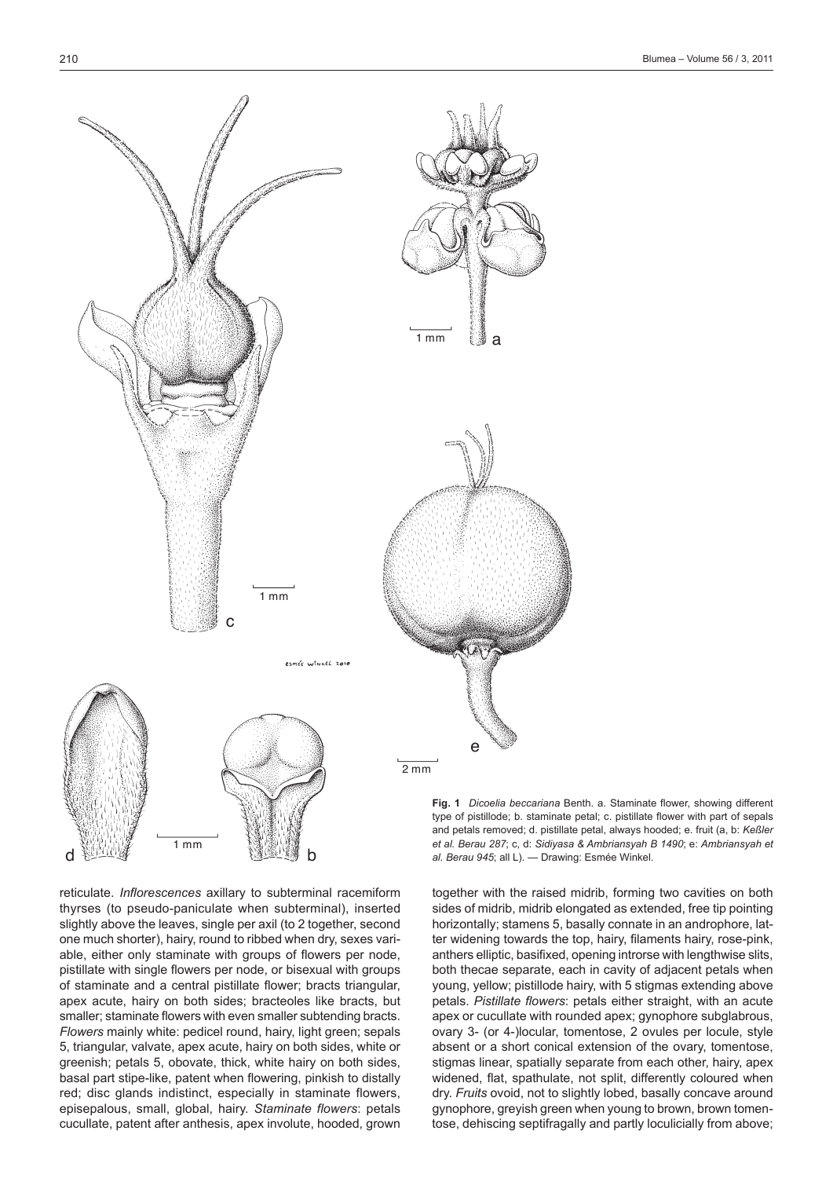**Fig. 1** *Dicoelia beccariana* Benth. a. Staminate flower, showing different type of pistillode; b. staminate petal; c. pistillate flower with part of sepals and petals removed; d. pistillate petal, always hooded; e. fruit (a, b: *Keßler et al. Berau 287*; c, d: *Sidiyasa & Ambriansyah B 1490*; e: *Ambriansyah et al. Berau 945*; all L). — Drawing: Esmée Winkel.

reticulate. *Inflorescences* axillary to subterminal racemiform thyrses (to pseudo-paniculate when subterminal), inserted slightly above the leaves, single per axil (to 2 together, second one much shorter), hairy, round to ribbed when dry, sexes variable, either only staminate with groups of flowers per node, pistillate with single flowers per node, or bisexual with groups of staminate and a central pistillate flower; bracts triangular, apex acute, hairy on both sides; bracteoles like bracts, but smaller; staminate flowers with even smaller subtending bracts. *Flowers* mainly white: pedicel round, hairy, light green; sepals 5, triangular, valvate, apex acute, hairy on both sides, white or greenish; petals 5, obovate, thick, white hairy on both sides, basal part stipe-like, patent when flowering, pinkish to distally red; disc glands indistinct, especially in staminate flowers, episepalous, small, global, hairy. *Staminate flowers*: petals cucullate, patent after anthesis, apex involute, hooded, grown together with the raised midrib, forming two cavities on both sides of midrib, midrib elongated as extended, free tip pointing horizontally; stamens 5, basally connate in an androphore, latter widening towards the top, hairy, filaments hairy, rose-pink, anthers elliptic, basifixed, opening introrse with lengthwise slits, both thecae separate, each in cavity of adjacent petals when young, yellow; pistillode hairy, with 5 stigmas extending above petals. *Pistillate flowers*: petals either straight, with an acute apex or cucullate with rounded apex; gynophore subglabrous, ovary 3- (or 4-)locular, tomentose, 2 ovules per locule, style absent or a short conical extension of the ovary, tomentose, stigmas linear, spatially separate from each other, hairy, apex widened, flat, spathulate, not split, differently coloured when dry. *Fruits* ovoid, not to slightly lobed, basally concave around gynophore, greyish green when young to brown, brown tomentose, dehiscing septifragally and partly loculicially from above;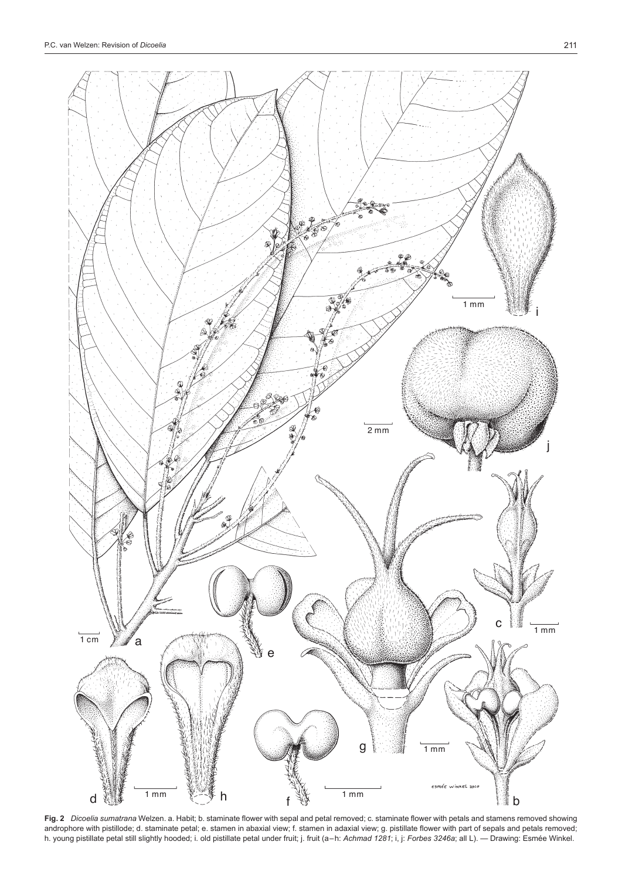**Fig. 2** *Dicoelia sumatrana* Welzen. a. Habit; b. staminate flower with sepal and petal removed; c. staminate flower with petals and stamens removed showing androphore with pistillode; d. staminate petal; e. stamen in abaxial view; f. stamen in adaxial view; g. pistillate flower with part of sepals and petals removed; h. young pistillate petal still slightly hooded; i. old pistillate petal under fruit; j. fruit (a–h: *Achmad 1281*; i, j: *Forbes 3246a*; all L). — Drawing: Esmée Winkel.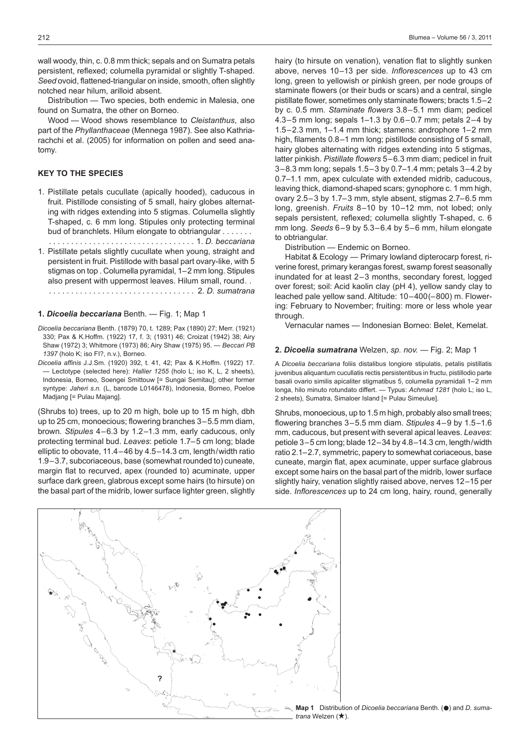wall woody, thin, c. 0.8 mm thick; sepals and on Sumatra petals persistent, reflexed; columella pyramidal or slightly T-shaped. *Seed* ovoid, flattened-triangular on inside, smooth, often slightly notched near hilum, arilloid absent.

Distribution — Two species, both endemic in Malesia, one found on Sumatra, the other on Borneo.

Wood — Wood shows resemblance to *Cleistanthus*, also part of the *Phyllanthaceae* (Mennega 1987). See also Kathriarachchi et al. (2005) for information on pollen and seed anatomy.

## KEY TO THE SPECIES

1. Pistillate petals cucullate (apically hooded), caducous in fruit. Pistillode consisting of 5 small, hairy globes alternating with ridges extending into 5 stigmas. Columella slightly T-shaped, c. 6 mm long. Stipules only protecting terminal bud of branchlets. Hilum elongate to obtriangular . . . . . . . . . . . . . . . . . . . . . . . . . . . . . . . . . . . . . . . . 1. *D. beccariana*
1. Pistillate petals slightly cucullate when young, straight and persistent in fruit. Pistillode with basal part ovary-like, with 5 stigmas on top . Columella pyramidal, 1–2 mm long. Stipules also present with uppermost leaves. Hilum small, round. . . . . . . . . . . . . . . . . . . . . . . . . . . . . . . . . . . . . . 2. *D. sumatrana*

### 1. *Dicoelia beccariana* Benth. — Fig. 1; Map 1

*Dicoelia beccariana* Benth. (1879) 70, t. 1289; Pax (1890) 27; Merr. (1921) 330; Pax & K.Hoffm. (1922) 17, f. 3; (1931) 46; Croizat (1942) 38; Airy Shaw (1972) 3; Whitmore (1973) 86; Airy Shaw (1975) 95. — *Beccari PB 1397* (holo K; iso FI?, n.v.), Borneo.

*Dicoelia affinis* J.J.Sm. (1920) 392, t. 41, 42; Pax & K.Hoffm. (1922) 17. — Lectotype (selected here): *Hallier 1255* (holo L; iso K, L, 2 sheets), Indonesia, Borneo, Soengei Smittouw [= Sungai Semitau]; other former syntype: *Jaheri s.n.* (L, barcode L0146478), Indonesia, Borneo, Poeloe Madjang [= Pulau Majang].

(Shrubs to) trees, up to 20 m high, bole up to 15 m high, dbh up to 25 cm, monoecious; flowering branches 3–5.5 mm diam, brown. *Stipules* 4–6.3 by 1.2–1.3 mm, early caducous, only protecting terminal bud. *Leaves*: petiole 1.7–5 cm long; blade elliptic to obovate, 11.4–46 by 4.5–14.3 cm, length/width ratio 1.9–3.7, subcoriaceous, base (somewhat rounded to) cuneate, margin flat to recurved, apex (rounded to) acuminate, upper surface dark green, glabrous except some hairs (to hirsute) on the basal part of the midrib, lower surface lighter green, slightly hairy (to hirsute on venation), venation flat to slightly sunken above, nerves 10–13 per side. *Inflorescences* up to 43 cm long, green to yellowish or pinkish green, per node groups of staminate flowers (or their buds or scars) and a central, single pistillate flower, sometimes only staminate flowers; bracts 1.5–2 by c. 0.5 mm. *Staminate flowers* 3.8–5.1 mm diam; pedicel 4.3–5 mm long; sepals 1–1.3 by 0.6–0.7 mm; petals 2–4 by 1.5–2.3 mm, 1–1.4 mm thick; stamens: androphore 1–2 mm high, filaments 0.8–1 mm long; pistillode consisting of 5 small, hairy globes alternating with ridges extending into 5 stigmas, latter pinkish. *Pistillate flowers* 5–6.3 mm diam; pedicel in fruit 3–8.3 mm long; sepals 1.5–3 by 0.7–1.4 mm; petals 3–4.2 by 0.7–1.1 mm, apex culculate with extended midrib, caducous, leaving thick, diamond-shaped scars; gynophore c. 1 mm high, ovary 2.5–3 by 1.7–3 mm, style absent, stigmas 2.7–6.5 mm long, greenish. *Fruits* 8–10 by 10–12 mm, not lobed; only sepals persistent, reflexed; columella slightly T-shaped, c. 6 mm long. *Seeds* 6–9 by 5.3–6.4 by 5–6 mm, hilum elongate to obtriangular.

Distribution — Endemic on Borneo.

Habitat & Ecology — Primary lowland dipterocarp forest, riverine forest, primary kerangas forest, swamp forest seasonally inundated for at least 2–3 months, secondary forest, logged over forest; soil: Acid kaolin clay (pH 4), yellow sandy clay to leached pale yellow sand. Altitude: 10–400(–800) m. Flowering: February to November; fruiting: more or less whole year through.

Vernacular names — Indonesian Borneo: Belet, Kemelat.

### 2. *Dicoelia sumatrana* Welzen, *sp. nov.* — Fig. 2; Map 1

A *Dicoelia beccariana* foliis distalibus longiore stipulatis, petalis pistillatis juvenibus aliquantum cucullatis rectis persistentibus in fructu, pistillodio parte basali ovario similis apicaliter stigmatibus 5, columella pyramidali 1–2 mm longa, hilo minuto rotundato differt. — Typus: *Achmad 1281* (holo L; iso L, 2 sheets), Sumatra, Simaloer Island [= Pulau Simeulue].

Shrubs, monoecious, up to 1.5 m high, probably also small trees; flowering branches 3–5.5 mm diam. *Stipules* 4–9 by 1.5–1.6 mm, caducous, but present with several apical leaves. *Leaves*: petiole 3–5 cm long; blade 12–34 by 4.8–14.3 cm, length/width ratio 2.1–2.7, symmetric, papery to somewhat coriaceous, base cuneate, margin flat, apex acuminate, upper surface glabrous except some hairs on the basal part of the midrib, lower surface slightly hairy, venation slightly raised above, nerves 12–15 per side. *Inflorescences* up to 24 cm long, hairy, round, generally

**Map 1** Distribution of *Dicoelia beccariana* Benth. (●) and *D. sumatrana* Welzen (★).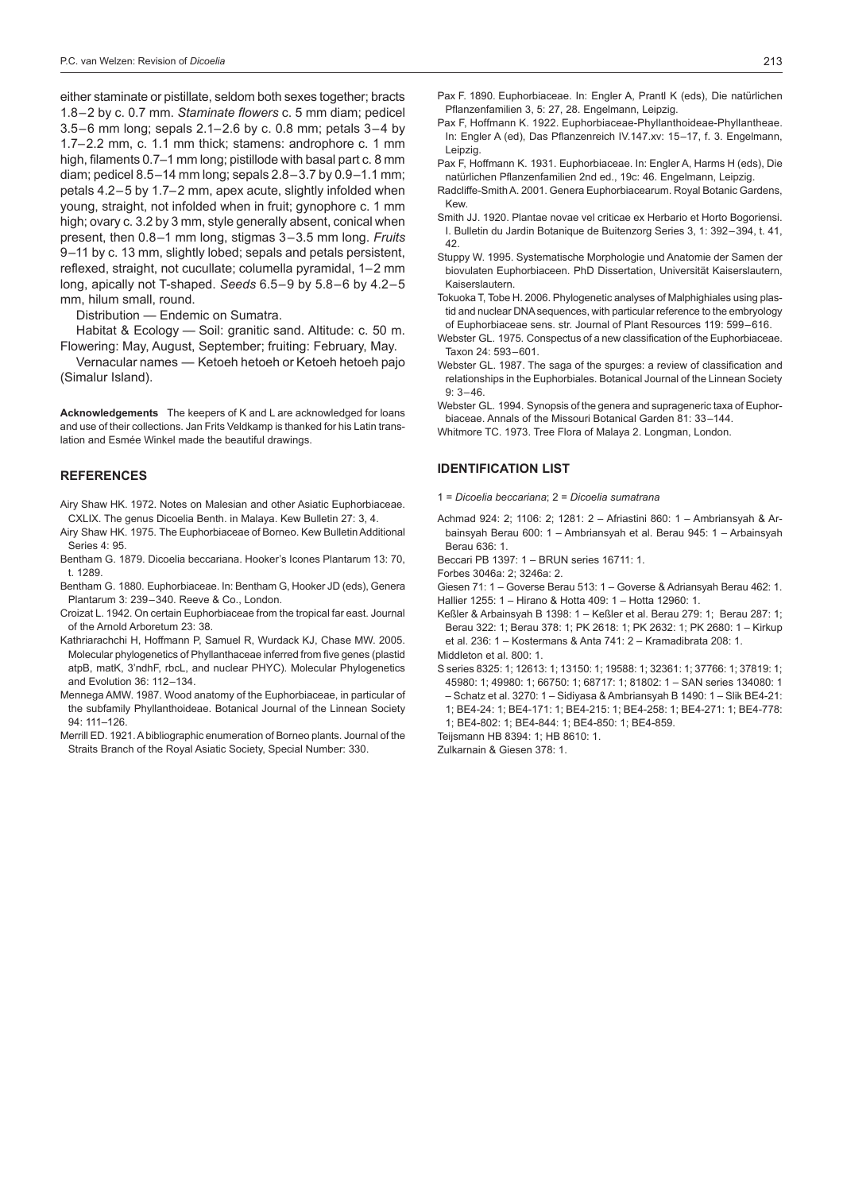either staminate or pistillate, seldom both sexes together; bracts 1.8–2 by c. 0.7 mm. *Staminate flowers* c. 5 mm diam; pedicel 3.5–6 mm long; sepals 2.1–2.6 by c. 0.8 mm; petals 3–4 by 1.7–2.2 mm, c. 1.1 mm thick; stamens: androphore c. 1 mm high, filaments 0.7–1 mm long; pistillode with basal part c. 8 mm diam; pedicel 8.5–14 mm long; sepals 2.8–3.7 by 0.9–1.1 mm; petals 4.2–5 by 1.7–2 mm, apex acute, slightly infolded when young, straight, not infolded when in fruit; gynophore c. 1 mm high; ovary c. 3.2 by 3 mm, style generally absent, conical when present, then 0.8–1 mm long, stigmas 3–3.5 mm long. *Fruits* 9–11 by c. 13 mm, slightly lobed; sepals and petals persistent, reflexed, straight, not cucullate; columella pyramidal, 1–2 mm long, apically not T-shaped. *Seeds* 6.5–9 by 5.8–6 by 4.2–5 mm, hilum small, round.

Distribution — Endemic on Sumatra.

Habitat & Ecology — Soil: granitic sand. Altitude: c. 50 m. Flowering: May, August, September; fruiting: February, May.

Vernacular names — Ketoeh hetoeh or Ketoeh hetoeh pajo (Simalur Island).

**Acknowledgements** The keepers of K and L are acknowledged for loans and use of their collections. Jan Frits Veldkamp is thanked for his Latin translation and Esmée Winkel made the beautiful drawings.

## REFERENCES

Airy Shaw HK. 1972. Notes on Malesian and other Asiatic Euphorbiaceae. CXLIX. The genus Dicoelia Benth. in Malaya. Kew Bulletin 27: 3, 4.

Airy Shaw HK. 1975. The Euphorbiaceae of Borneo. Kew Bulletin Additional Series 4: 95.

Bentham G. 1879. Dicoelia beccariana. Hooker's Icones Plantarum 13: 70, t. 1289.

Bentham G. 1880. Euphorbiaceae. In: Bentham G, Hooker JD (eds), Genera Plantarum 3: 239–340. Reeve & Co., London.

Croizat L. 1942. On certain Euphorbiaceae from the tropical far east. Journal of the Arnold Arboretum 23: 38.

Kathriarachchi H, Hoffmann P, Samuel R, Wurdack KJ, Chase MW. 2005. Molecular phylogenetics of Phyllanthaceae inferred from five genes (plastid atpB, matK, 3'ndhF, rbcL, and nuclear PHYC). Molecular Phylogenetics and Evolution 36: 112–134.

Mennega AMW. 1987. Wood anatomy of the Euphorbiaceae, in particular of the subfamily Phyllanthoideae. Botanical Journal of the Linnean Society 94: 111–126.

Merrill ED. 1921. A bibliographic enumeration of Borneo plants. Journal of the Straits Branch of the Royal Asiatic Society, Special Number: 330.

Pax F. 1890. Euphorbiaceae. In: Engler A, Prantl K (eds), Die natürlichen Pflanzenfamilien 3, 5: 27, 28. Engelmann, Leipzig.

Pax F, Hoffmann K. 1922. Euphorbiaceae-Phyllanthoideae-Phyllantheae. In: Engler A (ed), Das Pflanzenreich IV.147.xv: 15–17, f. 3. Engelmann, Leipzig.

Pax F, Hoffmann K. 1931. Euphorbiaceae. In: Engler A, Harms H (eds), Die natürlichen Pflanzenfamilien 2nd ed., 19c: 46. Engelmann, Leipzig.

Radcliffe-Smith A. 2001. Genera Euphorbiacearum. Royal Botanic Gardens, Kew.

Smith JJ. 1920. Plantae novae vel criticae ex Herbario et Horto Bogoriensi. I. Bulletin du Jardin Botanique de Buitenzorg Series 3, 1: 392–394, t. 41, 42.

Stuppy W. 1995. Systematische Morphologie und Anatomie der Samen der biovulaten Euphorbiaceen. PhD Dissertation, Universität Kaiserslautern, Kaiserslautern.

Tokuoka T, Tobe H. 2006. Phylogenetic analyses of Malphighiales using plastid and nuclear DNA sequences, with particular reference to the embryology of Euphorbiaceae sens. str. Journal of Plant Resources 119: 599–616.

Webster GL. 1975. Conspectus of a new classification of the Euphorbiaceae. Taxon 24: 593–601.

Webster GL. 1987. The saga of the spurges: a review of classification and relationships in the Euphorbiales. Botanical Journal of the Linnean Society 9: 3–46.

Webster GL. 1994. Synopsis of the genera and suprageneric taxa of Euphorbiaceae. Annals of the Missouri Botanical Garden 81: 33–144.

Whitmore TC. 1973. Tree Flora of Malaya 2. Longman, London.

## IDENTIFICATION LIST

1 = *Dicoelia beccariana*; 2 = *Dicoelia sumatrana*

Achmad 924: 2; 1106: 2; 1281: 2 – Afriastini 860: 1 – Ambriansyah & Arbainsyah Berau 600: 1 – Ambriansyah et al. Berau 945: 1 – Arbainsyah Berau 636: 1.

Beccari PB 1397: 1 – BRUN series 16711: 1.

Forbes 3046a: 2; 3246a: 2.

Giesen 71: 1 – Goverse Berau 513: 1 – Goverse & Adriansyah Berau 462: 1.

Hallier 1255: 1 – Hirano & Hotta 409: 1 – Hotta 12960: 1.

Keßler & Arbainsyah B 1398: 1 – Keßler et al. Berau 279: 1; Berau 287: 1; Berau 322: 1; Berau 378: 1; PK 2618: 1; PK 2632: 1; PK 2680: 1 – Kirkup et al. 236: 1 – Kostermans & Anta 741: 2 – Kramadibrata 208: 1.

Middleton et al. 800: 1.

S series 8325: 1; 12613: 1; 13150: 1; 19588: 1; 32361: 1; 37766: 1; 37819: 1; 45980: 1; 49980: 1; 66750: 1; 68717: 1; 81802: 1 – SAN series 134080: 1 – Schatz et al. 3270: 1 – Sidiyasa & Ambriansyah B 1490: 1 – Slik BE4-21: 1; BE4-24: 1; BE4-171: 1; BE4-215: 1; BE4-258: 1; BE4-271: 1; BE4-778: 1; BE4-802: 1; BE4-844: 1; BE4-850: 1; BE4-859.

Teijsmann HB 8394: 1; HB 8610: 1.

Zulkarnain & Giesen 378: 1.